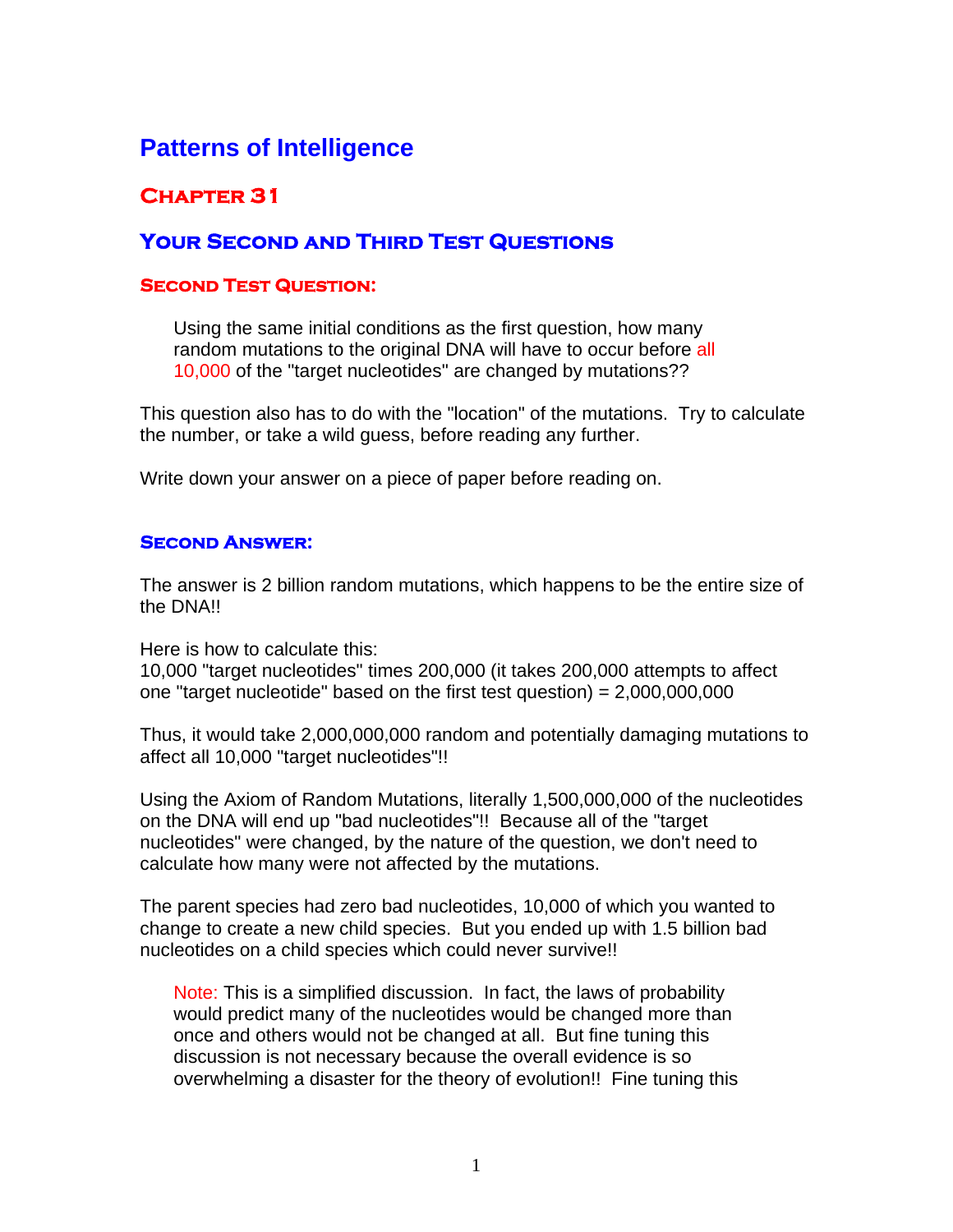# Patterns of Intelligence

## Chapter 31

## Your Second and Third Test Questions

### Second Test Question:

> Using the same initial conditions as the first question, how many random mutations to the original DNA will have to occur before all 10,000 of the "target nucleotides" are changed by mutations??

This question also has to do with the "location" of the mutations. Try to calculate the number, or take a wild guess, before reading any further.

Write down your answer on a piece of paper before reading on.

### Second Answer:

The answer is 2 billion random mutations, which happens to be the entire size of the DNA!!

Here is how to calculate this:
10,000 "target nucleotides" times 200,000 (it takes 200,000 attempts to affect one "target nucleotide" based on the first test question) = 2,000,000,000

Thus, it would take 2,000,000,000 random and potentially damaging mutations to affect all 10,000 "target nucleotides"!!

Using the Axiom of Random Mutations, literally 1,500,000,000 of the nucleotides on the DNA will end up "bad nucleotides"!! Because all of the "target nucleotides" were changed, by the nature of the question, we don't need to calculate how many were not affected by the mutations.

The parent species had zero bad nucleotides, 10,000 of which you wanted to change to create a new child species. But you ended up with 1.5 billion bad nucleotides on a child species which could never survive!!

> Note: This is a simplified discussion. In fact, the laws of probability would predict many of the nucleotides would be changed more than once and others would not be changed at all. But fine tuning this discussion is not necessary because the overall evidence is so overwhelming a disaster for the theory of evolution!! Fine tuning this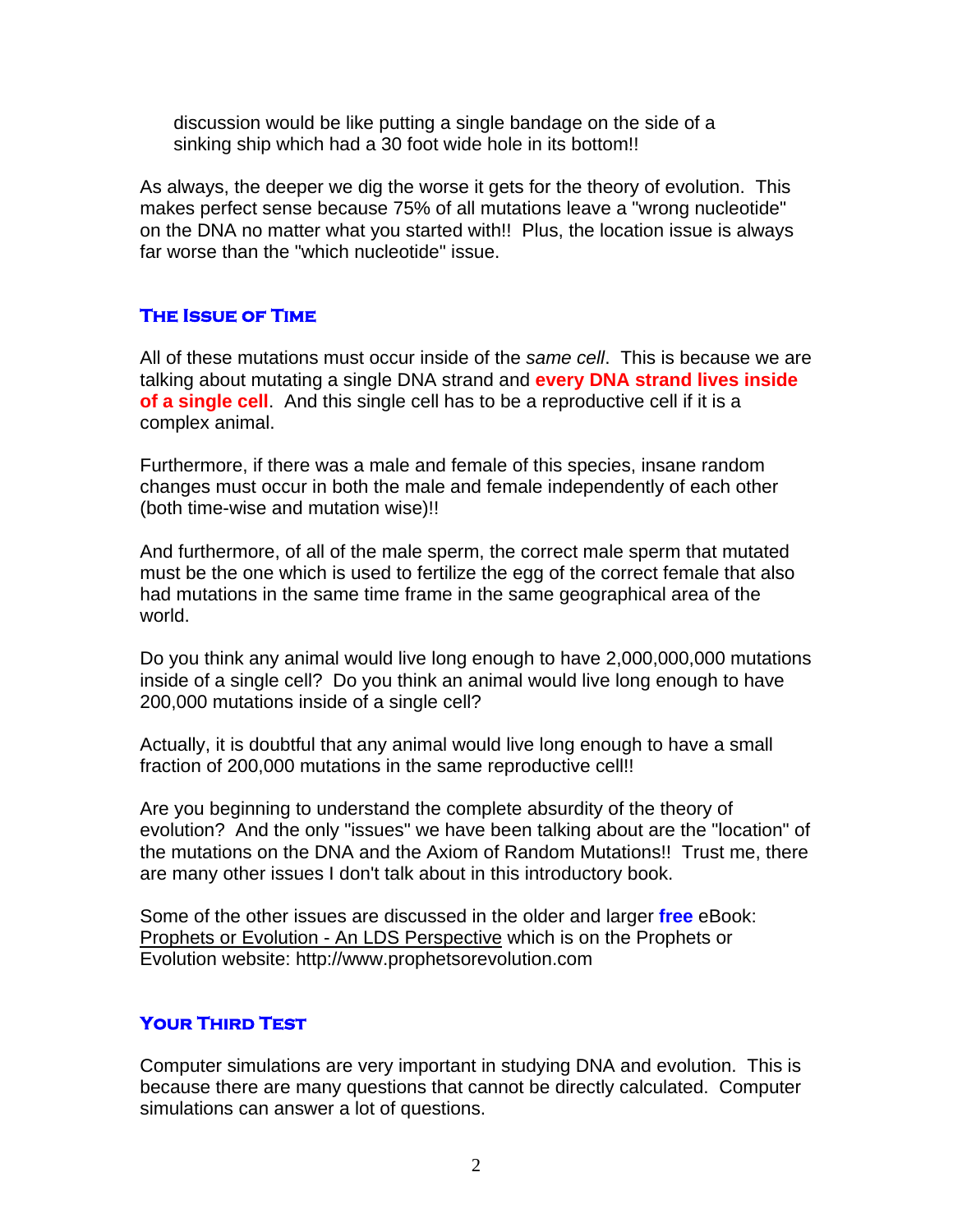discussion would be like putting a single bandage on the side of a sinking ship which had a 30 foot wide hole in its bottom!!

As always, the deeper we dig the worse it gets for the theory of evolution. This makes perfect sense because 75% of all mutations leave a "wrong nucleotide" on the DNA no matter what you started with!! Plus, the location issue is always far worse than the "which nucleotide" issue.

## The Issue of Time

All of these mutations must occur inside of the *same cell*. This is because we are talking about mutating a single DNA strand and **every DNA strand lives inside of a single cell**. And this single cell has to be a reproductive cell if it is a complex animal.

Furthermore, if there was a male and female of this species, insane random changes must occur in both the male and female independently of each other (both time-wise and mutation wise)!!

And furthermore, of all of the male sperm, the correct male sperm that mutated must be the one which is used to fertilize the egg of the correct female that also had mutations in the same time frame in the same geographical area of the world.

Do you think any animal would live long enough to have 2,000,000,000 mutations inside of a single cell? Do you think an animal would live long enough to have 200,000 mutations inside of a single cell?

Actually, it is doubtful that any animal would live long enough to have a small fraction of 200,000 mutations in the same reproductive cell!!

Are you beginning to understand the complete absurdity of the theory of evolution? And the only "issues" we have been talking about are the "location" of the mutations on the DNA and the Axiom of Random Mutations!! Trust me, there are many other issues I don't talk about in this introductory book.

Some of the other issues are discussed in the older and larger **free** eBook: Prophets or Evolution - An LDS Perspective which is on the Prophets or Evolution website: http://www.prophetsorevolution.com

## Your Third Test

Computer simulations are very important in studying DNA and evolution. This is because there are many questions that cannot be directly calculated. Computer simulations can answer a lot of questions.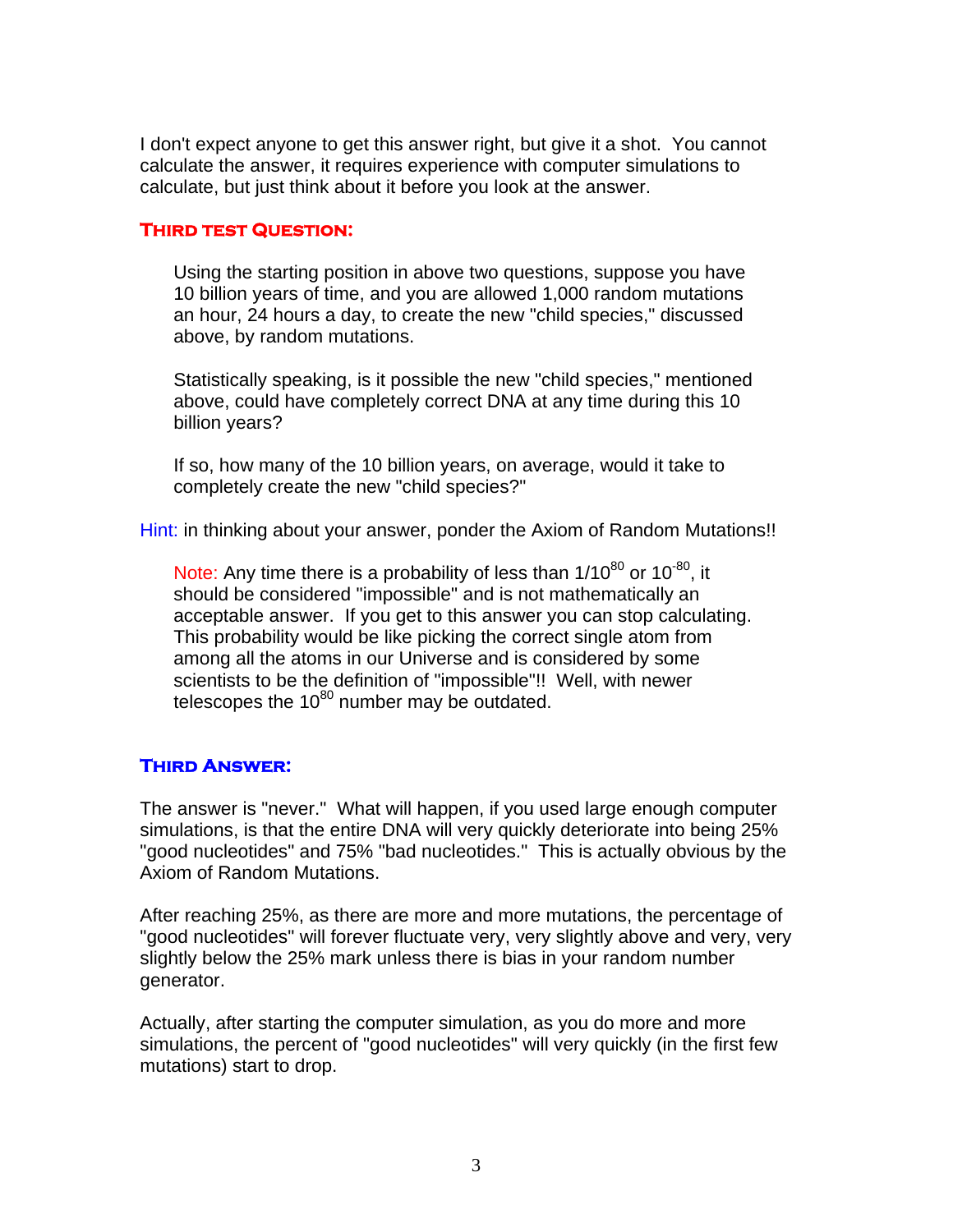I don't expect anyone to get this answer right, but give it a shot. You cannot calculate the answer, it requires experience with computer simulations to calculate, but just think about it before you look at the answer.

### Third test Question:

> Using the starting position in above two questions, suppose you have 10 billion years of time, and you are allowed 1,000 random mutations an hour, 24 hours a day, to create the new "child species," discussed above, by random mutations.
>
> Statistically speaking, is it possible the new "child species," mentioned above, could have completely correct DNA at any time during this 10 billion years?
>
> If so, how many of the 10 billion years, on average, would it take to completely create the new "child species?"

Hint: in thinking about your answer, ponder the Axiom of Random Mutations!!

> Note: Any time there is a probability of less than $1/10^{80}$ or $10^{-80}$, it should be considered "impossible" and is not mathematically an acceptable answer. If you get to this answer you can stop calculating. This probability would be like picking the correct single atom from among all the atoms in our Universe and is considered by some scientists to be the definition of "impossible"!! Well, with newer telescopes the $10^{80}$ number may be outdated.

### Third Answer:

The answer is "never." What will happen, if you used large enough computer simulations, is that the entire DNA will very quickly deteriorate into being 25% "good nucleotides" and 75% "bad nucleotides." This is actually obvious by the Axiom of Random Mutations.

After reaching 25%, as there are more and more mutations, the percentage of "good nucleotides" will forever fluctuate very, very slightly above and very, very slightly below the 25% mark unless there is bias in your random number generator.

Actually, after starting the computer simulation, as you do more and more simulations, the percent of "good nucleotides" will very quickly (in the first few mutations) start to drop.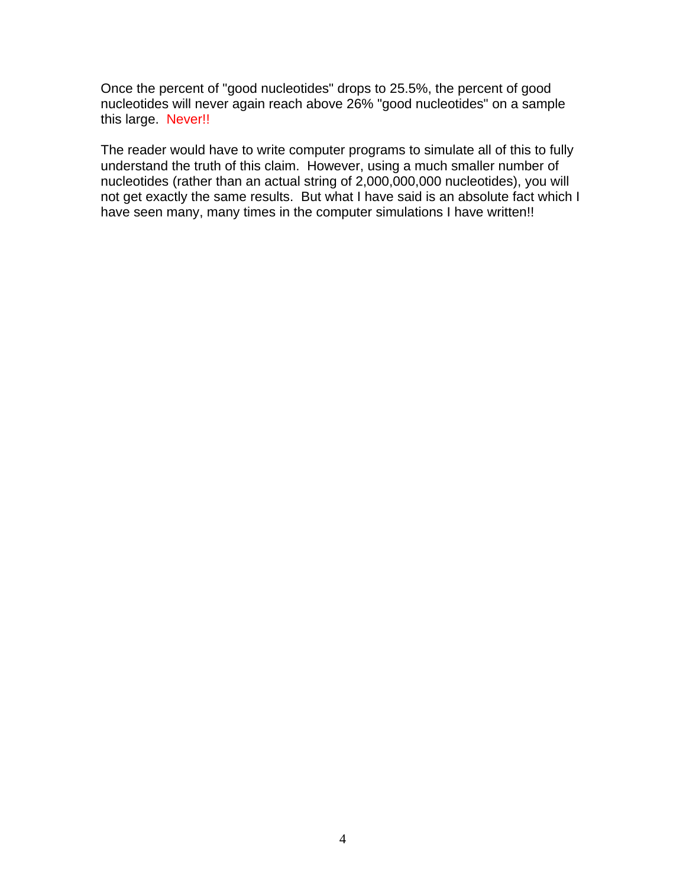Once the percent of "good nucleotides" drops to 25.5%, the percent of good nucleotides will never again reach above 26% "good nucleotides" on a sample this large. Never!!

The reader would have to write computer programs to simulate all of this to fully understand the truth of this claim. However, using a much smaller number of nucleotides (rather than an actual string of 2,000,000,000 nucleotides), you will not get exactly the same results. But what I have said is an absolute fact which I have seen many, many times in the computer simulations I have written!!